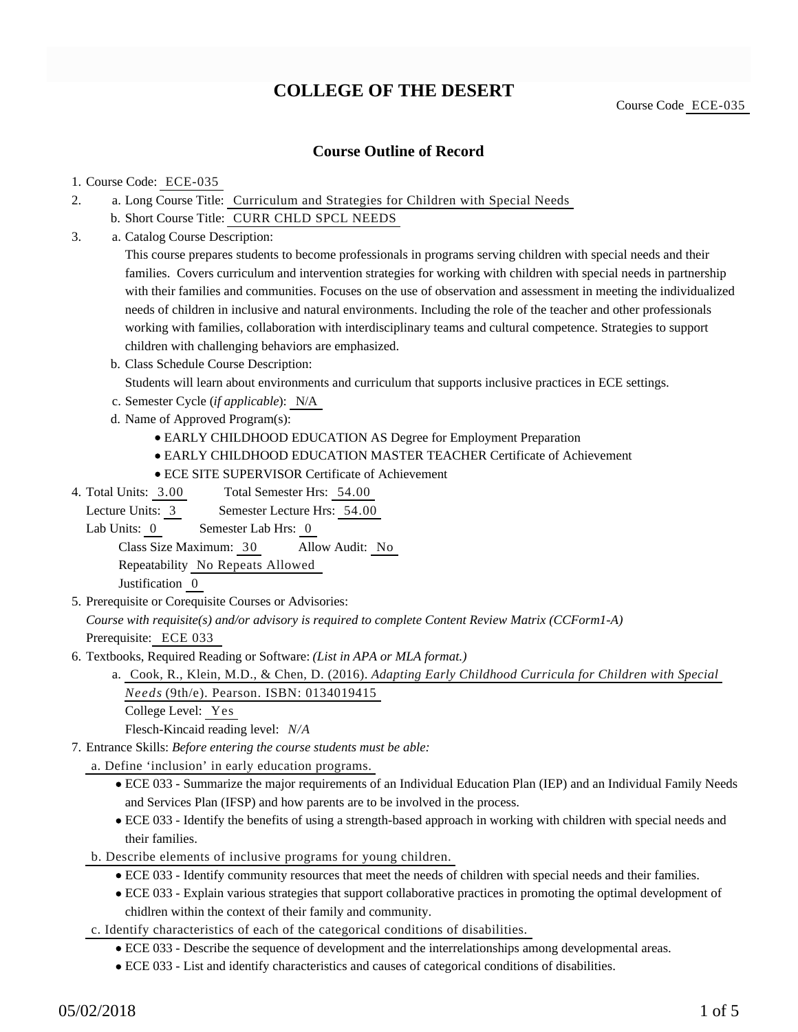# COLLEGE OF THE DESERT

Course Code ECE-035

## Course Outline of Record

1. Course Code: ECE-035
2. a. Long Course Title: Curriculum and Strategies for Children with Special Needs
   b. Short Course Title: CURR CHLD SPCL NEEDS
3. a. Catalog Course Description:

   This course prepares students to become professionals in programs serving children with special needs and their families. Covers curriculum and intervention strategies for working with children with special needs in partnership with their families and communities. Focuses on the use of observation and assessment in meeting the individualized needs of children in inclusive and natural environments. Including the role of the teacher and other professionals working with families, collaboration with interdisciplinary teams and cultural competence. Strategies to support children with challenging behaviors are emphasized.

   b. Class Schedule Course Description:

   Students will learn about environments and curriculum that supports inclusive practices in ECE settings.

   c. Semester Cycle (*if applicable*): N/A

   d. Name of Approved Program(s):
   - EARLY CHILDHOOD EDUCATION AS Degree for Employment Preparation
   - EARLY CHILDHOOD EDUCATION MASTER TEACHER Certificate of Achievement
   - ECE SITE SUPERVISOR Certificate of Achievement
4. Total Units: 3.00 Total Semester Hrs: 54.00
   Lecture Units: 3 Semester Lecture Hrs: 54.00
   Lab Units: 0 Semester Lab Hrs: 0
   Class Size Maximum: 30 Allow Audit: No
   Repeatability No Repeats Allowed
   Justification 0
5. Prerequisite or Corequisite Courses or Advisories:
   *Course with requisite(s) and/or advisory is required to complete Content Review Matrix (CCForm1-A)*
   Prerequisite: ECE 033
6. Textbooks, Required Reading or Software: *(List in APA or MLA format.)*
   a. Cook, R., Klein, M.D., & Chen, D. (2016). *Adapting Early Childhood Curricula for Children with Special Needs* (9th/e). Pearson. ISBN: 0134019415
   College Level: Yes
   Flesch-Kincaid reading level: *N/A*
7. Entrance Skills: *Before entering the course students must be able:*

   a. Define 'inclusion' in early education programs.
   - ECE 033 - Summarize the major requirements of an Individual Education Plan (IEP) and an Individual Family Needs and Services Plan (IFSP) and how parents are to be involved in the process.
   - ECE 033 - Identify the benefits of using a strength-based approach in working with children with special needs and their families.

   b. Describe elements of inclusive programs for young children.
   - ECE 033 - Identify community resources that meet the needs of children with special needs and their families.
   - ECE 033 - Explain various strategies that support collaborative practices in promoting the optimal development of chidlren within the context of their family and community.

   c. Identify characteristics of each of the categorical conditions of disabilities.
   - ECE 033 - Describe the sequence of development and the interrelationships among developmental areas.
   - ECE 033 - List and identify characteristics and causes of categorical conditions of disabilities.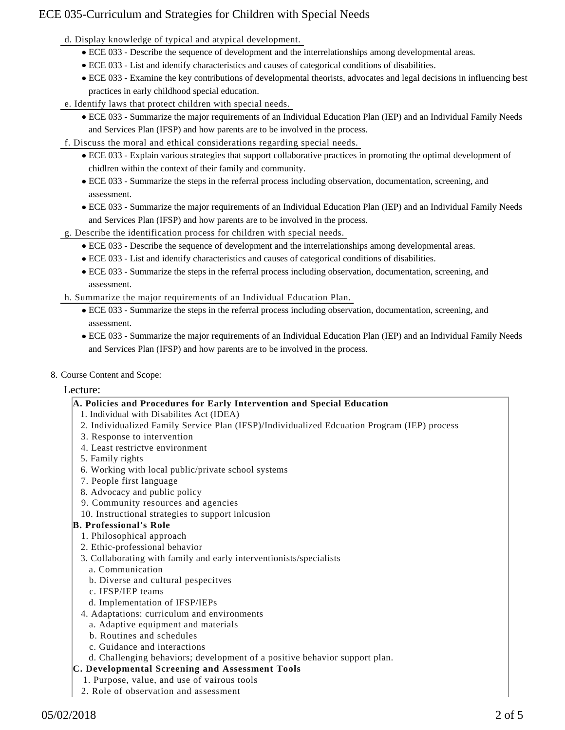d. Display knowledge of typical and atypical development.

- ECE 033 - Describe the sequence of development and the interrelationships among developmental areas.
- ECE 033 - List and identify characteristics and causes of categorical conditions of disabilities.
- ECE 033 - Examine the key contributions of developmental theorists, advocates and legal decisions in influencing best practices in early childhood special education.

e. Identify laws that protect children with special needs.

- ECE 033 - Summarize the major requirements of an Individual Education Plan (IEP) and an Individual Family Needs and Services Plan (IFSP) and how parents are to be involved in the process.

f. Discuss the moral and ethical considerations regarding special needs.

- ECE 033 - Explain various strategies that support collaborative practices in promoting the optimal development of chidlren within the context of their family and community.
- ECE 033 - Summarize the steps in the referral process including observation, documentation, screening, and assessment.
- ECE 033 - Summarize the major requirements of an Individual Education Plan (IEP) and an Individual Family Needs and Services Plan (IFSP) and how parents are to be involved in the process.

g. Describe the identification process for children with special needs.

- ECE 033 - Describe the sequence of development and the interrelationships among developmental areas.
- ECE 033 - List and identify characteristics and causes of categorical conditions of disabilities.
- ECE 033 - Summarize the steps in the referral process including observation, documentation, screening, and assessment.

h. Summarize the major requirements of an Individual Education Plan.

- ECE 033 - Summarize the steps in the referral process including observation, documentation, screening, and assessment.
- ECE 033 - Summarize the major requirements of an Individual Education Plan (IEP) and an Individual Family Needs and Services Plan (IFSP) and how parents are to be involved in the process.

8. Course Content and Scope:

Lecture:

**A. Policies and Procedures for Early Intervention and Special Education**

1. Individual with Disabilites Act (IDEA)
2. Individualized Family Service Plan (IFSP)/Individualized Edcuation Program (IEP) process
3. Response to intervention
4. Least restrictve environment
5. Family rights
6. Working with local public/private school systems
7. People first language
8. Advocacy and public policy
9. Community resources and agencies
10. Instructional strategies to support inlcusion

**B. Professional's Role**

1. Philosophical approach
2. Ethic-professional behavior
3. Collaborating with family and early interventionists/specialists
   a. Communication
   b. Diverse and cultural pespecitves
   c. IFSP/IEP teams
   d. Implementation of IFSP/IEPs
4. Adaptations: curriculum and environments
   a. Adaptive equipment and materials
   b. Routines and schedules
   c. Guidance and interactions
   d. Challenging behaviors; development of a positive behavior support plan.

**C. Developmental Screening and Assessment Tools**

1. Purpose, value, and use of vairous tools
2. Role of observation and assessment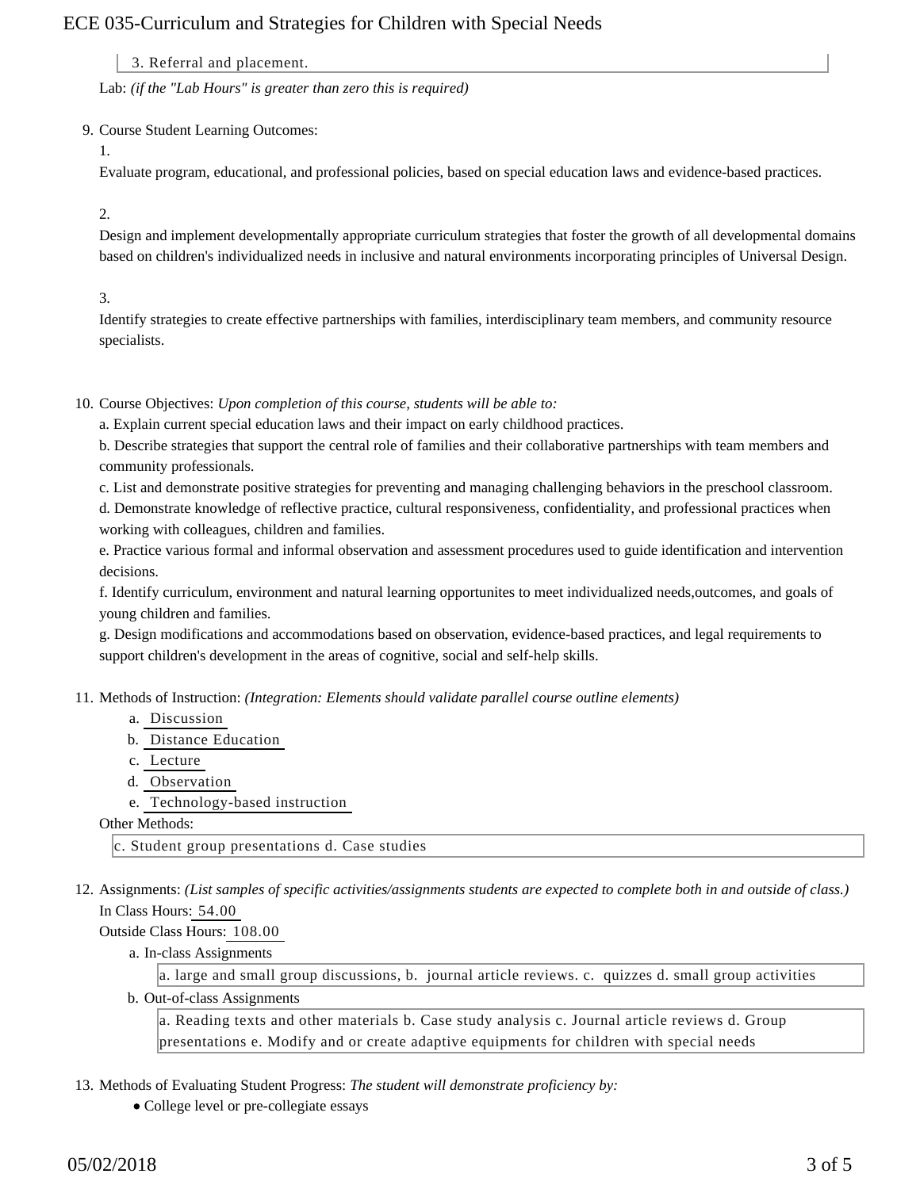3. Referral and placement.

Lab: *(if the "Lab Hours" is greater than zero this is required)*

9. Course Student Learning Outcomes:

   1.

   Evaluate program, educational, and professional policies, based on special education laws and evidence-based practices.

   2.

   Design and implement developmentally appropriate curriculum strategies that foster the growth of all developmental domains based on children's individualized needs in inclusive and natural environments incorporating principles of Universal Design.

   3.

   Identify strategies to create effective partnerships with families, interdisciplinary team members, and community resource specialists.

10. Course Objectives: *Upon completion of this course, students will be able to:*

    a. Explain current special education laws and their impact on early childhood practices.

    b. Describe strategies that support the central role of families and their collaborative partnerships with team members and community professionals.

    c. List and demonstrate positive strategies for preventing and managing challenging behaviors in the preschool classroom.

    d. Demonstrate knowledge of reflective practice, cultural responsiveness, confidentiality, and professional practices when working with colleagues, children and families.

    e. Practice various formal and informal observation and assessment procedures used to guide identification and intervention decisions.

    f. Identify curriculum, environment and natural learning opportunites to meet individualized needs,outcomes, and goals of young children and families.

    g. Design modifications and accommodations based on observation, evidence-based practices, and legal requirements to support children's development in the areas of cognitive, social and self-help skills.

11. Methods of Instruction: *(Integration: Elements should validate parallel course outline elements)*

    a. Discussion
    b. Distance Education
    c. Lecture
    d. Observation
    e. Technology-based instruction

    Other Methods:

    c. Student group presentations d. Case studies

12. Assignments: *(List samples of specific activities/assignments students are expected to complete both in and outside of class.)*

    In Class Hours: 54.00

    Outside Class Hours: 108.00

    a. In-class Assignments

       a. large and small group discussions, b. journal article reviews. c. quizzes d. small group activities

    b. Out-of-class Assignments

       a. Reading texts and other materials b. Case study analysis c. Journal article reviews d. Group presentations e. Modify and or create adaptive equipments for children with special needs

13. Methods of Evaluating Student Progress: *The student will demonstrate proficiency by:*

    - College level or pre-collegiate essays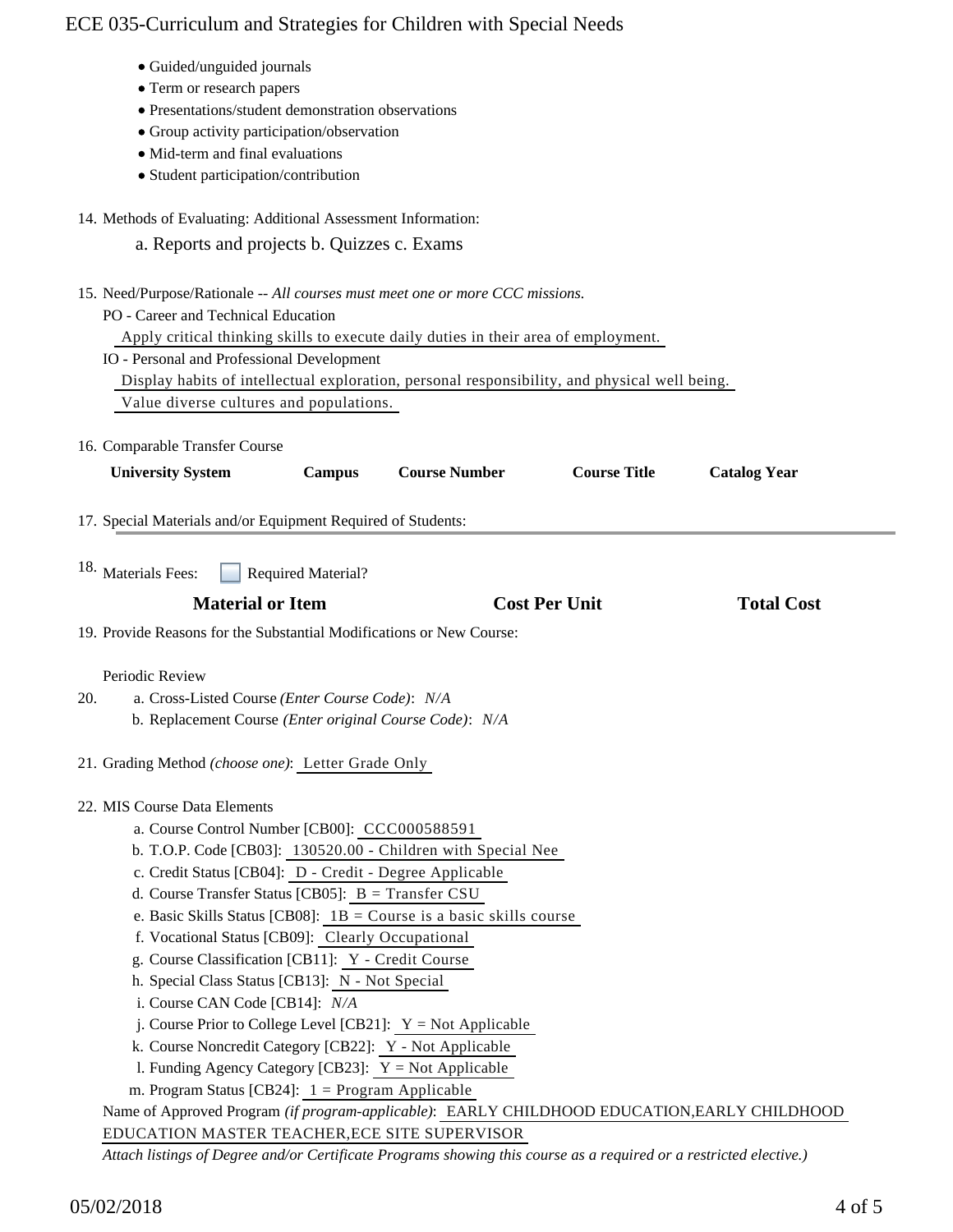- Guided/unguided journals
- Term or research papers
- Presentations/student demonstration observations
- Group activity participation/observation
- Mid-term and final evaluations
- Student participation/contribution

14. Methods of Evaluating: Additional Assessment Information:

    a. Reports and projects b. Quizzes c. Exams

15. Need/Purpose/Rationale -- *All courses must meet one or more CCC missions.*

    PO - Career and Technical Education

    Apply critical thinking skills to execute daily duties in their area of employment.

    IO - Personal and Professional Development

    Display habits of intellectual exploration, personal responsibility, and physical well being.

    Value diverse cultures and populations.

16. Comparable Transfer Course

| University System | Campus | Course Number | Course Title | Catalog Year |
|---|---|---|---|---|

17. Special Materials and/or Equipment Required of Students:

18. Materials Fees: ☐ Required Material?

| Material or Item | Cost Per Unit | Total Cost |
|---|---|---|

19. Provide Reasons for the Substantial Modifications or New Course:

    Periodic Review

20. a. Cross-Listed Course *(Enter Course Code)*: *N/A*

    b. Replacement Course *(Enter original Course Code)*: *N/A*

21. Grading Method *(choose one)*: Letter Grade Only

22. MIS Course Data Elements

    a. Course Control Number [CB00]: CCC000588591

    b. T.O.P. Code [CB03]: 130520.00 - Children with Special Nee

    c. Credit Status [CB04]: D - Credit - Degree Applicable

    d. Course Transfer Status [CB05]: B = Transfer CSU

    e. Basic Skills Status [CB08]: 1B = Course is a basic skills course

    f. Vocational Status [CB09]: Clearly Occupational

    g. Course Classification [CB11]: Y - Credit Course

    h. Special Class Status [CB13]: N - Not Special

    i. Course CAN Code [CB14]: *N/A*

    j. Course Prior to College Level [CB21]: Y = Not Applicable

    k. Course Noncredit Category [CB22]: Y - Not Applicable

    l. Funding Agency Category [CB23]: Y = Not Applicable

    m. Program Status [CB24]: 1 = Program Applicable

    Name of Approved Program *(if program-applicable)*: EARLY CHILDHOOD EDUCATION,EARLY CHILDHOOD EDUCATION MASTER TEACHER,ECE SITE SUPERVISOR

    *Attach listings of Degree and/or Certificate Programs showing this course as a required or a restricted elective.)*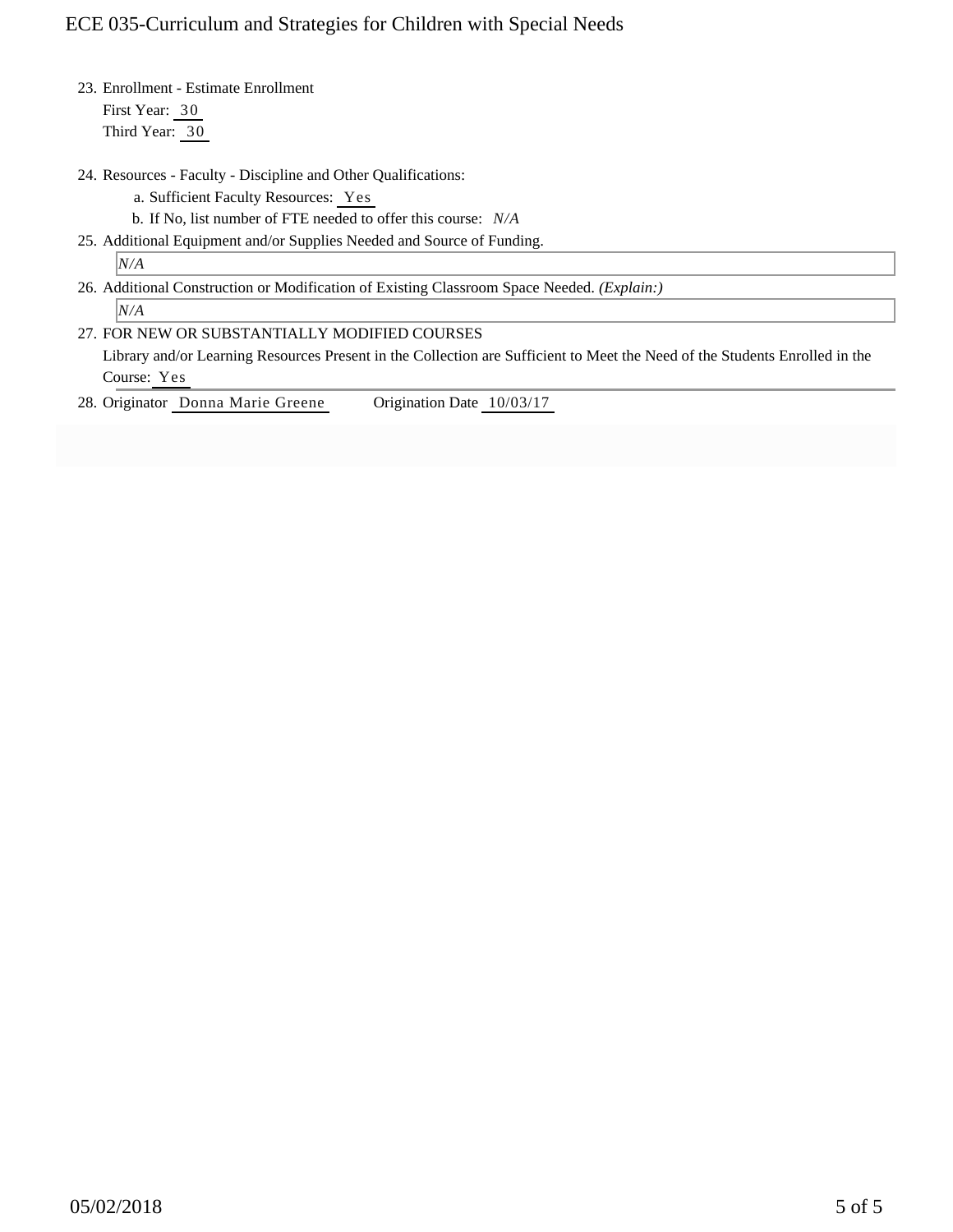23. Enrollment - Estimate Enrollment

    First Year: 30

    Third Year: 30

24. Resources - Faculty - Discipline and Other Qualifications:

    a. Sufficient Faculty Resources: Yes

    b. If No, list number of FTE needed to offer this course: *N/A*

25. Additional Equipment and/or Supplies Needed and Source of Funding.

    *N/A*

26. Additional Construction or Modification of Existing Classroom Space Needed. *(Explain:)*

    *N/A*

27. FOR NEW OR SUBSTANTIALLY MODIFIED COURSES

    Library and/or Learning Resources Present in the Collection are Sufficient to Meet the Need of the Students Enrolled in the Course: Yes

28. Originator Donna Marie Greene Origination Date 10/03/17